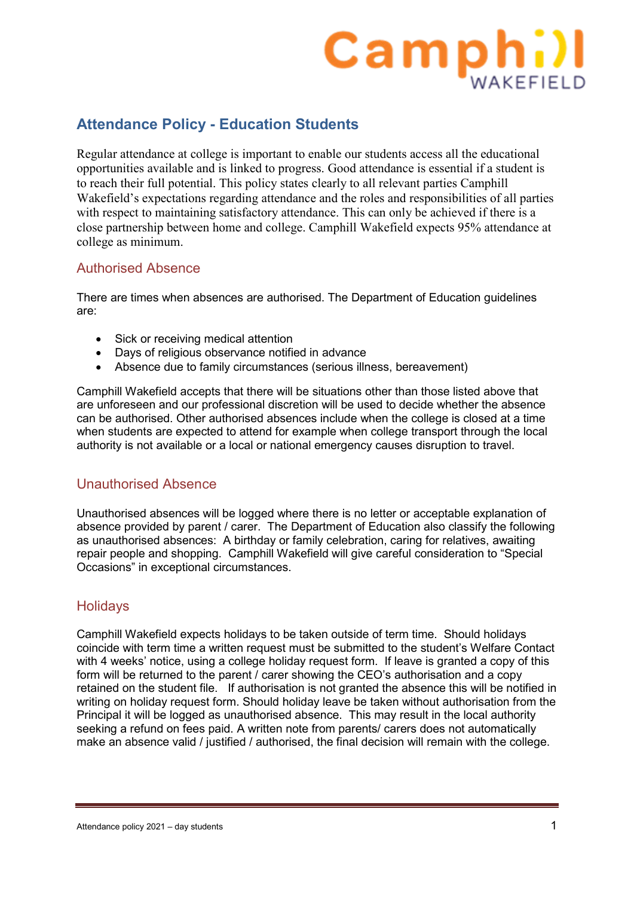## Attendance Policy - Education Students

Regular attendance at college is important to enable our students access all the educational opportunities available and is linked to progress. Good attendance is essential if a student is to reach their full potential. This policy states clearly to all relevant parties Camphill Wakefield's expectations regarding attendance and the roles and responsibilities of all parties with respect to maintaining satisfactory attendance. This can only be achieved if there is a close partnership between home and college. Camphill Wakefield expects 95% attendance at college as minimum.

### Authorised Absence

There are times when absences are authorised. The Department of Education guidelines are:

- Sick or receiving medical attention
- Days of religious observance notified in advance
- Absence due to family circumstances (serious illness, bereavement)

Camphill Wakefield accepts that there will be situations other than those listed above that are unforeseen and our professional discretion will be used to decide whether the absence can be authorised. Other authorised absences include when the college is closed at a time when students are expected to attend for example when college transport through the local authority is not available or a local or national emergency causes disruption to travel.

### Unauthorised Absence

Unauthorised absences will be logged where there is no letter or acceptable explanation of absence provided by parent / carer. The Department of Education also classify the following as unauthorised absences: A birthday or family celebration, caring for relatives, awaiting repair people and shopping. Camphill Wakefield will give careful consideration to "Special Occasions" in exceptional circumstances.

### Holidays

Camphill Wakefield expects holidays to be taken outside of term time. Should holidays coincide with term time a written request must be submitted to the student's Welfare Contact with 4 weeks' notice, using a college holiday request form. If leave is granted a copy of this form will be returned to the parent / carer showing the CEO's authorisation and a copy retained on the student file. If authorisation is not granted the absence this will be notified in writing on holiday request form. Should holiday leave be taken without authorisation from the Principal it will be logged as unauthorised absence. This may result in the local authority seeking a refund on fees paid. A written note from parents/ carers does not automatically make an absence valid / justified / authorised, the final decision will remain with the college.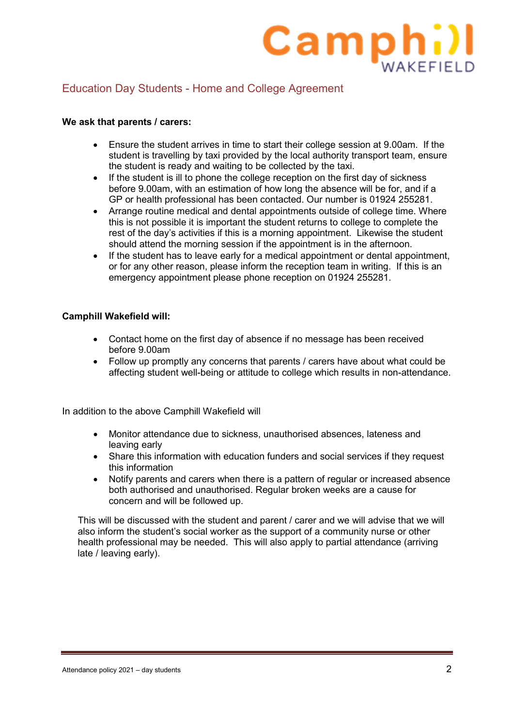## Education Day Students - Home and College Agreement

**We ask that parents / carers:**

- Ensure the student arrives in time to start their college session at 9.00am. If the student is travelling by taxi provided by the local authority transport team, ensure the student is ready and waiting to be collected by the taxi.
- If the student is ill to phone the college reception on the first day of sickness before 9.00am, with an estimation of how long the absence will be for, and if a GP or health professional has been contacted. Our number is 01924 255281.
- Arrange routine medical and dental appointments outside of college time. Where this is not possible it is important the student returns to college to complete the rest of the day's activities if this is a morning appointment. Likewise the student should attend the morning session if the appointment is in the afternoon.
- If the student has to leave early for a medical appointment or dental appointment, or for any other reason, please inform the reception team in writing. If this is an emergency appointment please phone reception on 01924 255281.

**Camphill Wakefield will:**

- Contact home on the first day of absence if no message has been received before 9.00am
- Follow up promptly any concerns that parents / carers have about what could be affecting student well-being or attitude to college which results in non-attendance.

In addition to the above Camphill Wakefield will

- Monitor attendance due to sickness, unauthorised absences, lateness and leaving early
- Share this information with education funders and social services if they request this information
- Notify parents and carers when there is a pattern of regular or increased absence both authorised and unauthorised. Regular broken weeks are a cause for concern and will be followed up.

This will be discussed with the student and parent / carer and we will advise that we will also inform the student's social worker as the support of a community nurse or other health professional may be needed. This will also apply to partial attendance (arriving late / leaving early).